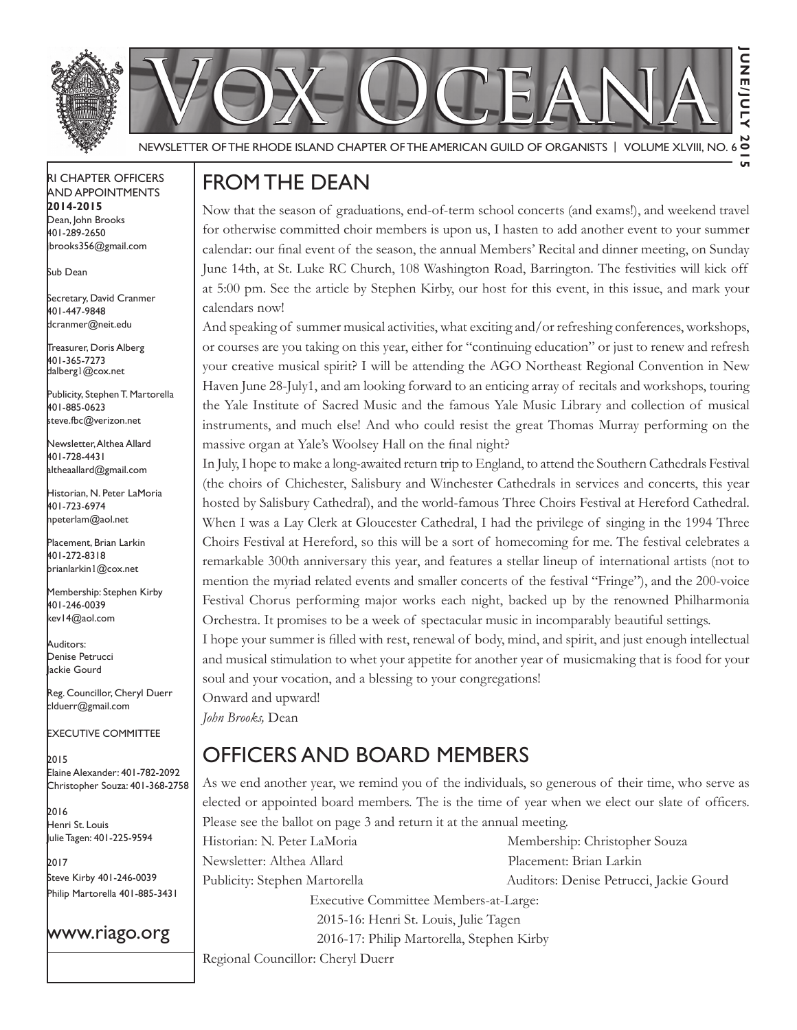# VOX OCEANA

NEWSLETTER OF THE RHODE ISLAND CHAPTER OF THE AMERICAN GUILD OF ORGANISTS | VOLUME XLVIII, NO. 6

JUNE/JULY 2015

RI CHAPTER OFFICERS AND APPOINTMENTS
**2014-2015**

Dean, John Brooks
401-289-2650
jbrooks356@gmail.com

Sub Dean

Secretary, David Cranmer
401-447-9848
dcranmer@neit.edu

Treasurer, Doris Alberg
401-365-7273
dalberg1@cox.net

Publicity, Stephen T. Martorella
401-885-0623
steve.fbc@verizon.net

Newsletter, Althea Allard
401-728-4431
altheaallard@gmail.com

Historian, N. Peter LaMoria
401-723-6974
npeterlam@aol.net

Placement, Brian Larkin
401-272-8318
brianlarkin1@cox.net

Membership: Stephen Kirby
401-246-0039
kev14@aol.com

Auditors:
Denise Petrucci
Jackie Gourd

Reg. Councillor, Cheryl Duerr
clduerr@gmail.com

EXECUTIVE COMMITTEE

2015
Elaine Alexander: 401-782-2092
Christopher Souza: 401-368-2758

2016
Henri St. Louis
Julie Tagen: 401-225-9594

2017
Steve Kirby 401-246-0039
Philip Martorella 401-885-3431

www.riago.org

## FROM THE DEAN

Now that the season of graduations, end-of-term school concerts (and exams!), and weekend travel for otherwise committed choir members is upon us, I hasten to add another event to your summer calendar: our final event of the season, the annual Members' Recital and dinner meeting, on Sunday June 14th, at St. Luke RC Church, 108 Washington Road, Barrington. The festivities will kick off at 5:00 pm. See the article by Stephen Kirby, our host for this event, in this issue, and mark your calendars now!

And speaking of summer musical activities, what exciting and/or refreshing conferences, workshops, or courses are you taking on this year, either for "continuing education" or just to renew and refresh your creative musical spirit? I will be attending the AGO Northeast Regional Convention in New Haven June 28-July1, and am looking forward to an enticing array of recitals and workshops, touring the Yale Institute of Sacred Music and the famous Yale Music Library and collection of musical instruments, and much else! And who could resist the great Thomas Murray performing on the massive organ at Yale's Woolsey Hall on the final night?

In July, I hope to make a long-awaited return trip to England, to attend the Southern Cathedrals Festival (the choirs of Chichester, Salisbury and Winchester Cathedrals in services and concerts, this year hosted by Salisbury Cathedral), and the world-famous Three Choirs Festival at Hereford Cathedral. When I was a Lay Clerk at Gloucester Cathedral, I had the privilege of singing in the 1994 Three Choirs Festival at Hereford, so this will be a sort of homecoming for me. The festival celebrates a remarkable 300th anniversary this year, and features a stellar lineup of international artists (not to mention the myriad related events and smaller concerts of the festival "Fringe"), and the 200-voice Festival Chorus performing major works each night, backed up by the renowned Philharmonia Orchestra. It promises to be a week of spectacular music in incomparably beautiful settings.

I hope your summer is filled with rest, renewal of body, mind, and spirit, and just enough intellectual and musical stimulation to whet your appetite for another year of musicmaking that is food for your soul and your vocation, and a blessing to your congregations!

Onward and upward!

*John Brooks,* Dean

## OFFICERS AND BOARD MEMBERS

As we end another year, we remind you of the individuals, so generous of their time, who serve as elected or appointed board members. The is the time of year when we elect our slate of officers. Please see the ballot on page 3 and return it at the annual meeting.

Historian: N. Peter LaMoria
Newsletter: Althea Allard
Publicity: Stephen Martorella
Membership: Christopher Souza
Placement: Brian Larkin
Auditors: Denise Petrucci, Jackie Gourd

Executive Committee Members-at-Large:
2015-16: Henri St. Louis, Julie Tagen
2016-17: Philip Martorella, Stephen Kirby

Regional Councillor: Cheryl Duerr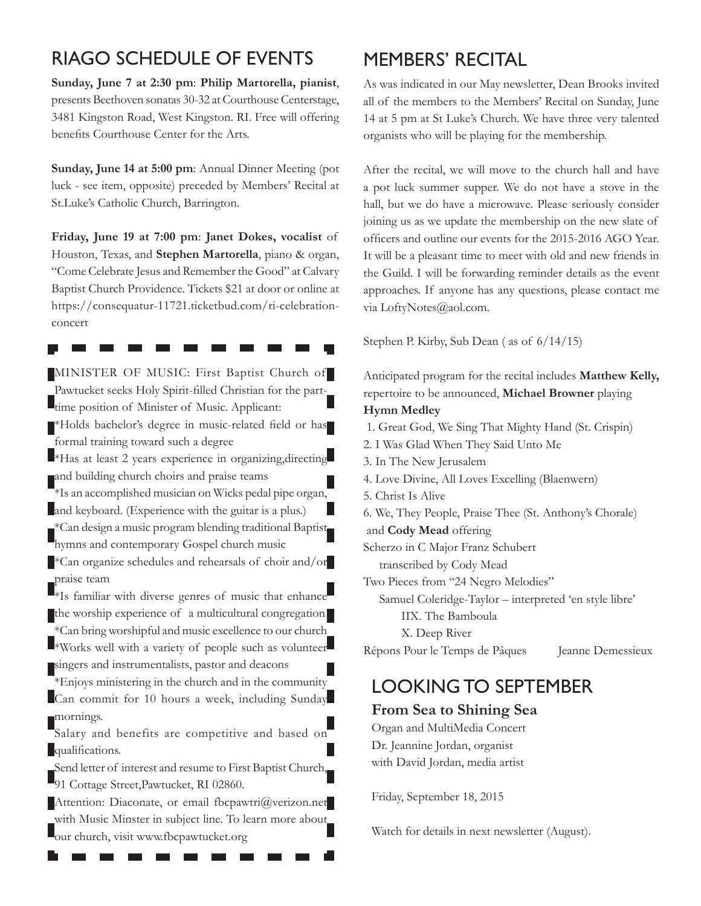## RIAGO SCHEDULE OF EVENTS

**Sunday, June 7 at 2:30 pm**: **Philip Martorella, pianist**, presents Beethoven sonatas 30-32 at Courthouse Centerstage, 3481 Kingston Road, West Kingston. RI. Free will offering benefits Courthouse Center for the Arts.

**Sunday, June 14 at 5:00 pm**: Annual Dinner Meeting (pot luck - see item, opposite) preceded by Members' Recital at St.Luke's Catholic Church, Barrington.

**Friday, June 19 at 7:00 pm**: **Janet Dokes, vocalist** of Houston, Texas, and **Stephen Martorella**, piano & organ, "Come Celebrate Jesus and Remember the Good" at Calvary Baptist Church Providence. Tickets $21 at door or online at https://consequatur-11721.ticketbud.com/ri-celebration-concert

---

MINISTER OF MUSIC: First Baptist Church of Pawtucket seeks Holy Spirit-filled Christian for the part-time position of Minister of Music. Applicant:

*Holds bachelor's degree in music-related field or has formal training toward such a degree
*Has at least 2 years experience in organizing,directing and building church choirs and praise teams
*Is an accomplished musician on Wicks pedal pipe organ, and keyboard. (Experience with the guitar is a plus.)
*Can design a music program blending traditional Baptist hymns and contemporary Gospel church music
*Can organize schedules and rehearsals of choir and/or praise team
*Is familiar with diverse genres of music that enhance the worship experience of a multicultural congregation
*Can bring worshipful and music excellence to our church
*Works well with a variety of people such as volunteer singers and instrumentalists, pastor and deacons
*Enjoys ministering in the church and in the community
Can commit for 10 hours a week, including Sunday mornings.

Salary and benefits are competitive and based on qualifications.

Send letter of interest and resume to First Baptist Church, 91 Cottage Street,Pawtucket, RI 02860.

Attention: Diaconate, or email fbcpawtri@verizon.net with Music Minster in subject line. To learn more about our church, visit www.fbcpawtucket.org

---

## MEMBERS' RECITAL

As was indicated in our May newsletter, Dean Brooks invited all of the members to the Members' Recital on Sunday, June 14 at 5 pm at St Luke's Church. We have three very talented organists who will be playing for the membership.

After the recital, we will move to the church hall and have a pot luck summer supper. We do not have a stove in the hall, but we do have a microwave. Please seriously consider joining us as we update the membership on the new slate of officers and outline our events for the 2015-2016 AGO Year. It will be a pleasant time to meet with old and new friends in the Guild. I will be forwarding reminder details as the event approaches. If anyone has any questions, please contact me via LoftyNotes@aol.com.

Stephen P. Kirby, Sub Dean ( as of 6/14/15)

Anticipated program for the recital includes **Matthew Kelly,** repertoire to be announced, **Michael Browner** playing
**Hymn Medley**

1. Great God, We Sing That Mighty Hand (St. Crispin)
2. I Was Glad When They Said Unto Me
3. In The New Jerusalem
4. Love Divine, All Loves Excelling (Blaenwern)
5. Christ Is Alive
6. We, They People, Praise Thee (St. Anthony's Chorale)

and **Cody Mead** offering

Scherzo in C Major Franz Schubert
transcribed by Cody Mead

Two Pieces from "24 Negro Melodies"
Samuel Coleridge-Taylor – interpreted 'en style libre'
IIX. The Bamboula
X. Deep River

Répons Pour le Temps de Pâques Jeanne Demessieux

## LOOKING TO SEPTEMBER

### From Sea to Shining Sea

Organ and MultiMedia Concert
Dr. Jeannine Jordan, organist
with David Jordan, media artist

Friday, September 18, 2015

Watch for details in next newsletter (August).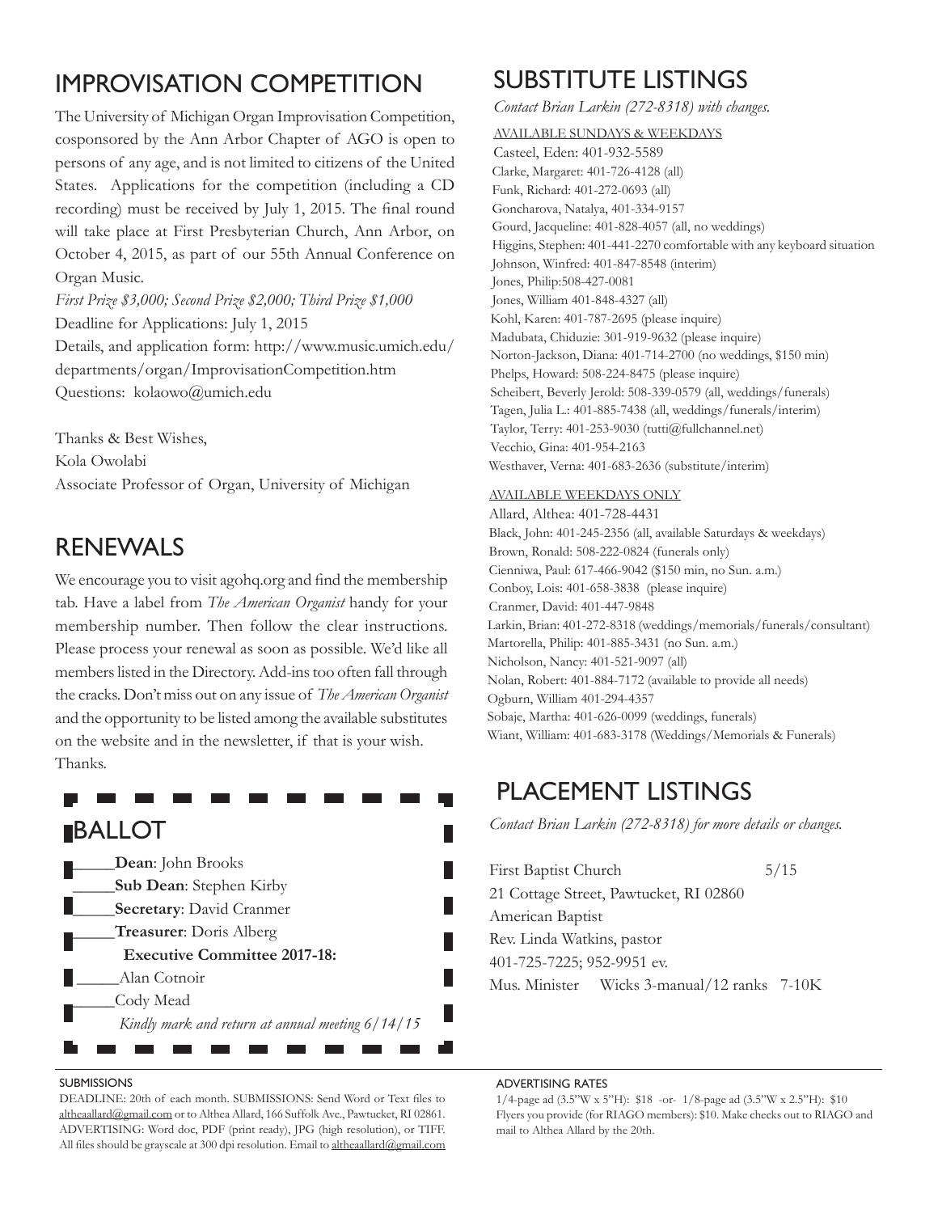## IMPROVISATION COMPETITION

The University of Michigan Organ Improvisation Competition, cosponsored by the Ann Arbor Chapter of AGO is open to persons of any age, and is not limited to citizens of the United States. Applications for the competition (including a CD recording) must be received by July 1, 2015. The final round will take place at First Presbyterian Church, Ann Arbor, on October 4, 2015, as part of our 55th Annual Conference on Organ Music.

*First Prize $3,000; Second Prize $2,000; Third Prize $1,000*

Deadline for Applications: July 1, 2015

Details, and application form: http://www.music.umich.edu/departments/organ/ImprovisationCompetition.htm

Questions: kolaowo@umich.edu

Thanks & Best Wishes,
Kola Owolabi
Associate Professor of Organ, University of Michigan

## RENEWALS

We encourage you to visit agohq.org and find the membership tab. Have a label from *The American Organist* handy for your membership number. Then follow the clear instructions. Please process your renewal as soon as possible. We'd like all members listed in the Directory. Add-ins too often fall through the cracks. Don't miss out on any issue of *The American Organist* and the opportunity to be listed among the available substitutes on the website and in the newsletter, if that is your wish. Thanks.

## BALLOT

_____**Dean**: John Brooks
_____**Sub Dean**: Stephen Kirby
_____**Secretary**: David Cranmer
_____**Treasurer**: Doris Alberg

**Executive Committee 2017-18:**

_____Alan Cotnoir
_____Cody Mead

*Kindly mark and return at annual meeting 6/14/15*

## SUBSTITUTE LISTINGS

*Contact Brian Larkin (272-8318) with changes.*

AVAILABLE SUNDAYS & WEEKDAYS

Casteel, Eden: 401-932-5589
Clarke, Margaret: 401-726-4128 (all)
Funk, Richard: 401-272-0693 (all)
Goncharova, Natalya, 401-334-9157
Gourd, Jacqueline: 401-828-4057 (all, no weddings)
Higgins, Stephen: 401-441-2270 comfortable with any keyboard situation
Johnson, Winfred: 401-847-8548 (interim)
Jones, Philip:508-427-0081
Jones, William 401-848-4327 (all)
Kohl, Karen: 401-787-2695 (please inquire)
Madubata, Chiduzie: 301-919-9632 (please inquire)
Norton-Jackson, Diana: 401-714-2700 (no weddings, $150 min)
Phelps, Howard: 508-224-8475 (please inquire)
Scheibert, Beverly Jerold: 508-339-0579 (all, weddings/funerals)
Tagen, Julia L.: 401-885-7438 (all, weddings/funerals/interim)
Taylor, Terry: 401-253-9030 (tutti@fullchannel.net)
Vecchio, Gina: 401-954-2163
Westhaver, Verna: 401-683-2636 (substitute/interim)

AVAILABLE WEEKDAYS ONLY

Allard, Althea: 401-728-4431
Black, John: 401-245-2356 (all, available Saturdays & weekdays)
Brown, Ronald: 508-222-0824 (funerals only)
Cienniwa, Paul: 617-466-9042 ($150 min, no Sun. a.m.)
Conboy, Lois: 401-658-3838 (please inquire)
Cranmer, David: 401-447-9848
Larkin, Brian: 401-272-8318 (weddings/memorials/funerals/consultant)
Martorella, Philip: 401-885-3431 (no Sun. a.m.)
Nicholson, Nancy: 401-521-9097 (all)
Nolan, Robert: 401-884-7172 (available to provide all needs)
Ogburn, William 401-294-4357
Sobaje, Martha: 401-626-0099 (weddings, funerals)
Wiant, William: 401-683-3178 (Weddings/Memorials & Funerals)

## PLACEMENT LISTINGS

*Contact Brian Larkin (272-8318) for more details or changes.*

First Baptist Church 5/15
21 Cottage Street, Pawtucket, RI 02860
American Baptist
Rev. Linda Watkins, pastor
401-725-7225; 952-9951 ev.
Mus. Minister Wicks 3-manual/12 ranks 7-10K

### SUBMISSIONS

DEADLINE: 20th of each month. SUBMISSIONS: Send Word or Text files to altheaallard@gmail.com or to Althea Allard, 166 Suffolk Ave., Pawtucket, RI 02861. ADVERTISING: Word doc, PDF (print ready), JPG (high resolution), or TIFF. All files should be grayscale at 300 dpi resolution. Email to altheaallard@gmail.com

### ADVERTISING RATES

1/4-page ad (3.5"W x 5"H): $18 -or- 1/8-page ad (3.5"W x 2.5"H): $10
Flyers you provide (for RIAGO members): $10. Make checks out to RIAGO and mail to Althea Allard by the 20th.